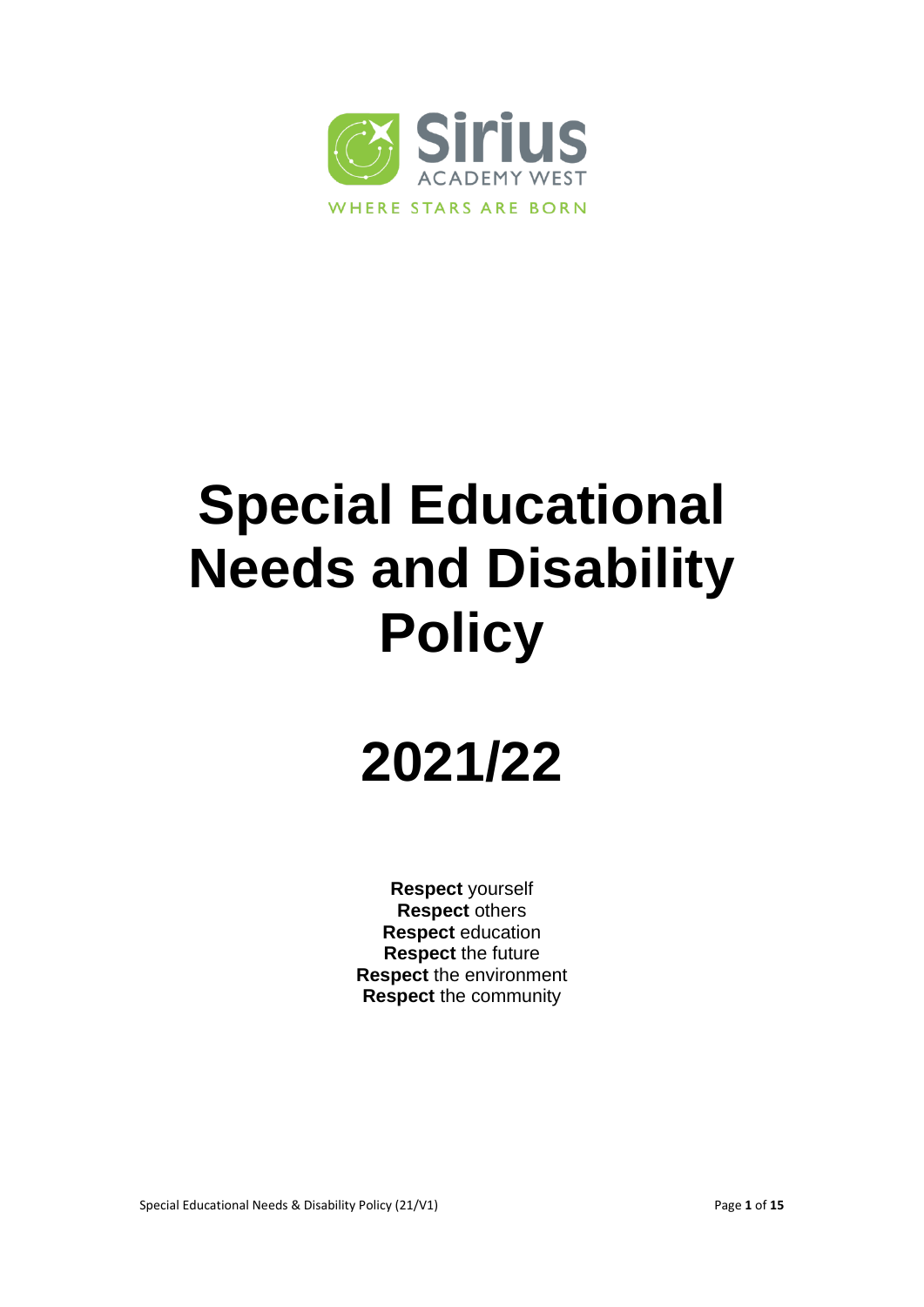Sirius

ACADEMY WEST

WHERE STARS ARE BORN

# Special Educational Needs and Disability Policy

# 2021/22

**Respect** yourself
**Respect** others
**Respect** education
**Respect** the future
**Respect** the environment
**Respect** the community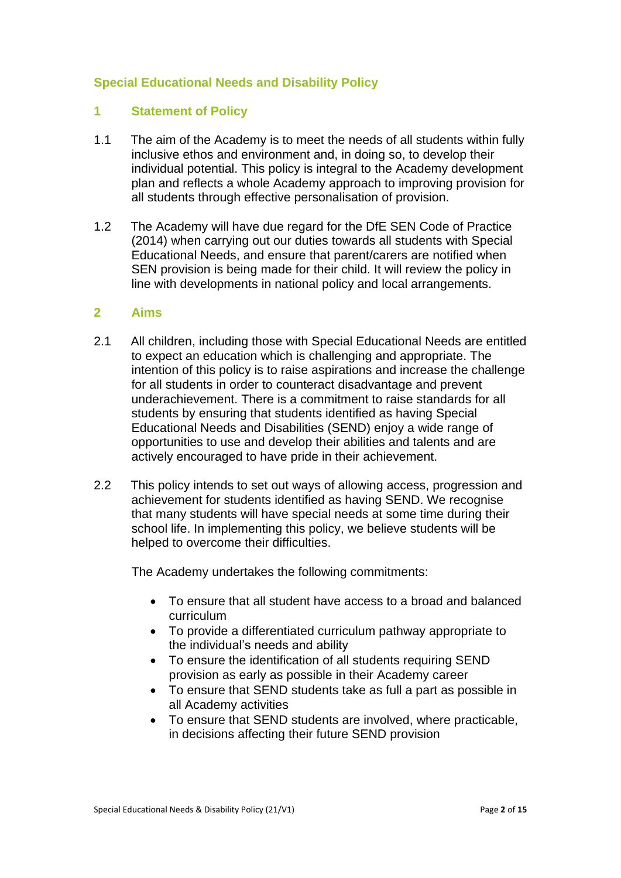## Special Educational Needs and Disability Policy

### 1 Statement of Policy

1.1 The aim of the Academy is to meet the needs of all students within fully inclusive ethos and environment and, in doing so, to develop their individual potential. This policy is integral to the Academy development plan and reflects a whole Academy approach to improving provision for all students through effective personalisation of provision.

1.2 The Academy will have due regard for the DfE SEN Code of Practice (2014) when carrying out our duties towards all students with Special Educational Needs, and ensure that parent/carers are notified when SEN provision is being made for their child. It will review the policy in line with developments in national policy and local arrangements.

### 2 Aims

2.1 All children, including those with Special Educational Needs are entitled to expect an education which is challenging and appropriate. The intention of this policy is to raise aspirations and increase the challenge for all students in order to counteract disadvantage and prevent underachievement. There is a commitment to raise standards for all students by ensuring that students identified as having Special Educational Needs and Disabilities (SEND) enjoy a wide range of opportunities to use and develop their abilities and talents and are actively encouraged to have pride in their achievement.

2.2 This policy intends to set out ways of allowing access, progression and achievement for students identified as having SEND. We recognise that many students will have special needs at some time during their school life. In implementing this policy, we believe students will be helped to overcome their difficulties.

The Academy undertakes the following commitments:

- To ensure that all student have access to a broad and balanced curriculum
- To provide a differentiated curriculum pathway appropriate to the individual's needs and ability
- To ensure the identification of all students requiring SEND provision as early as possible in their Academy career
- To ensure that SEND students take as full a part as possible in all Academy activities
- To ensure that SEND students are involved, where practicable, in decisions affecting their future SEND provision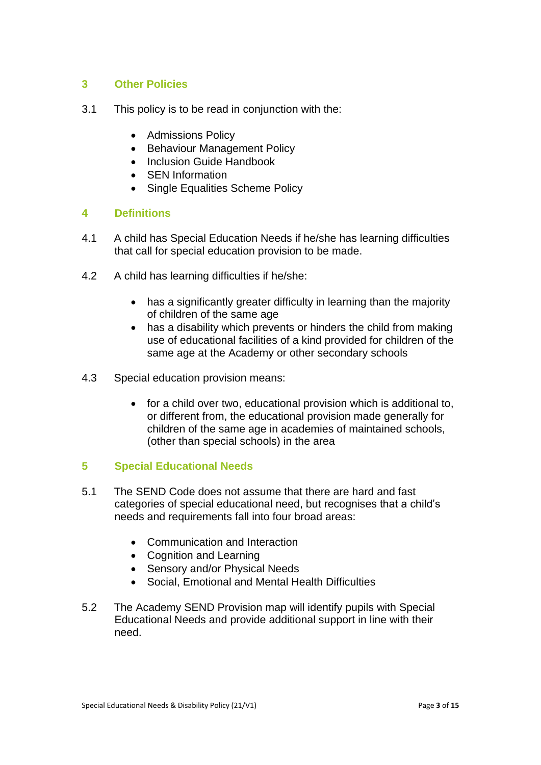## 3 Other Policies

3.1 This policy is to be read in conjunction with the:

- Admissions Policy
- Behaviour Management Policy
- Inclusion Guide Handbook
- SEN Information
- Single Equalities Scheme Policy

## 4 Definitions

4.1 A child has Special Education Needs if he/she has learning difficulties that call for special education provision to be made.

4.2 A child has learning difficulties if he/she:

- has a significantly greater difficulty in learning than the majority of children of the same age
- has a disability which prevents or hinders the child from making use of educational facilities of a kind provided for children of the same age at the Academy or other secondary schools

4.3 Special education provision means:

- for a child over two, educational provision which is additional to, or different from, the educational provision made generally for children of the same age in academies of maintained schools, (other than special schools) in the area

## 5 Special Educational Needs

5.1 The SEND Code does not assume that there are hard and fast categories of special educational need, but recognises that a child's needs and requirements fall into four broad areas:

- Communication and Interaction
- Cognition and Learning
- Sensory and/or Physical Needs
- Social, Emotional and Mental Health Difficulties

5.2 The Academy SEND Provision map will identify pupils with Special Educational Needs and provide additional support in line with their need.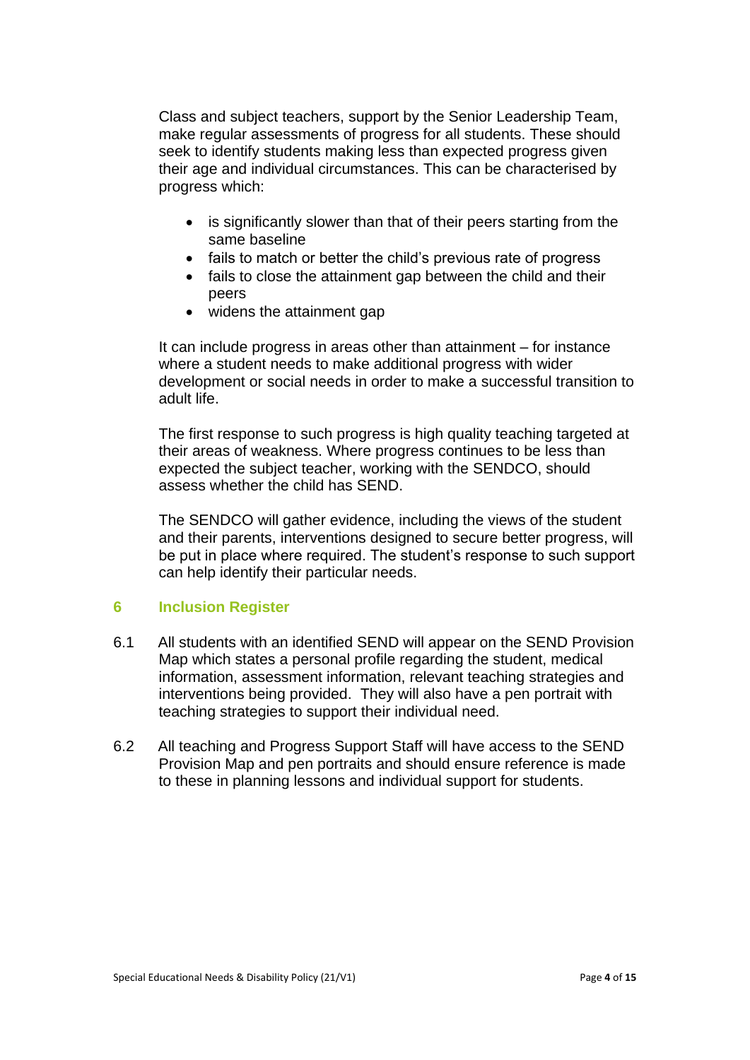Class and subject teachers, support by the Senior Leadership Team, make regular assessments of progress for all students. These should seek to identify students making less than expected progress given their age and individual circumstances. This can be characterised by progress which:

- is significantly slower than that of their peers starting from the same baseline
- fails to match or better the child's previous rate of progress
- fails to close the attainment gap between the child and their peers
- widens the attainment gap

It can include progress in areas other than attainment – for instance where a student needs to make additional progress with wider development or social needs in order to make a successful transition to adult life.

The first response to such progress is high quality teaching targeted at their areas of weakness. Where progress continues to be less than expected the subject teacher, working with the SENDCO, should assess whether the child has SEND.

The SENDCO will gather evidence, including the views of the student and their parents, interventions designed to secure better progress, will be put in place where required. The student's response to such support can help identify their particular needs.

## 6 Inclusion Register

6.1 All students with an identified SEND will appear on the SEND Provision Map which states a personal profile regarding the student, medical information, assessment information, relevant teaching strategies and interventions being provided. They will also have a pen portrait with teaching strategies to support their individual need.

6.2 All teaching and Progress Support Staff will have access to the SEND Provision Map and pen portraits and should ensure reference is made to these in planning lessons and individual support for students.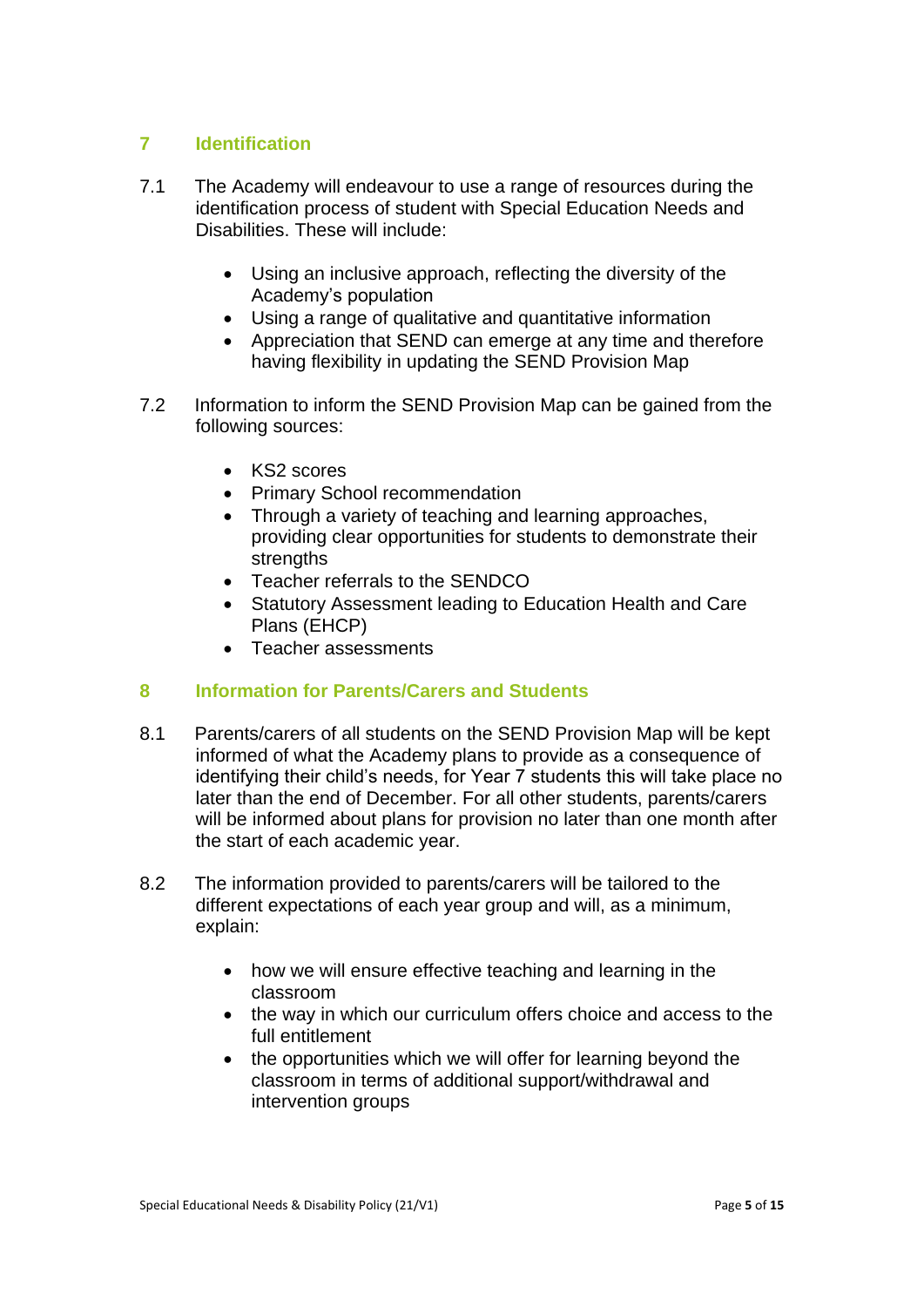## 7 Identification

7.1 The Academy will endeavour to use a range of resources during the identification process of student with Special Education Needs and Disabilities. These will include:

- Using an inclusive approach, reflecting the diversity of the Academy's population
- Using a range of qualitative and quantitative information
- Appreciation that SEND can emerge at any time and therefore having flexibility in updating the SEND Provision Map

7.2 Information to inform the SEND Provision Map can be gained from the following sources:

- KS2 scores
- Primary School recommendation
- Through a variety of teaching and learning approaches, providing clear opportunities for students to demonstrate their strengths
- Teacher referrals to the SENDCO
- Statutory Assessment leading to Education Health and Care Plans (EHCP)
- Teacher assessments

## 8 Information for Parents/Carers and Students

8.1 Parents/carers of all students on the SEND Provision Map will be kept informed of what the Academy plans to provide as a consequence of identifying their child's needs, for Year 7 students this will take place no later than the end of December. For all other students, parents/carers will be informed about plans for provision no later than one month after the start of each academic year.

8.2 The information provided to parents/carers will be tailored to the different expectations of each year group and will, as a minimum, explain:

- how we will ensure effective teaching and learning in the classroom
- the way in which our curriculum offers choice and access to the full entitlement
- the opportunities which we will offer for learning beyond the classroom in terms of additional support/withdrawal and intervention groups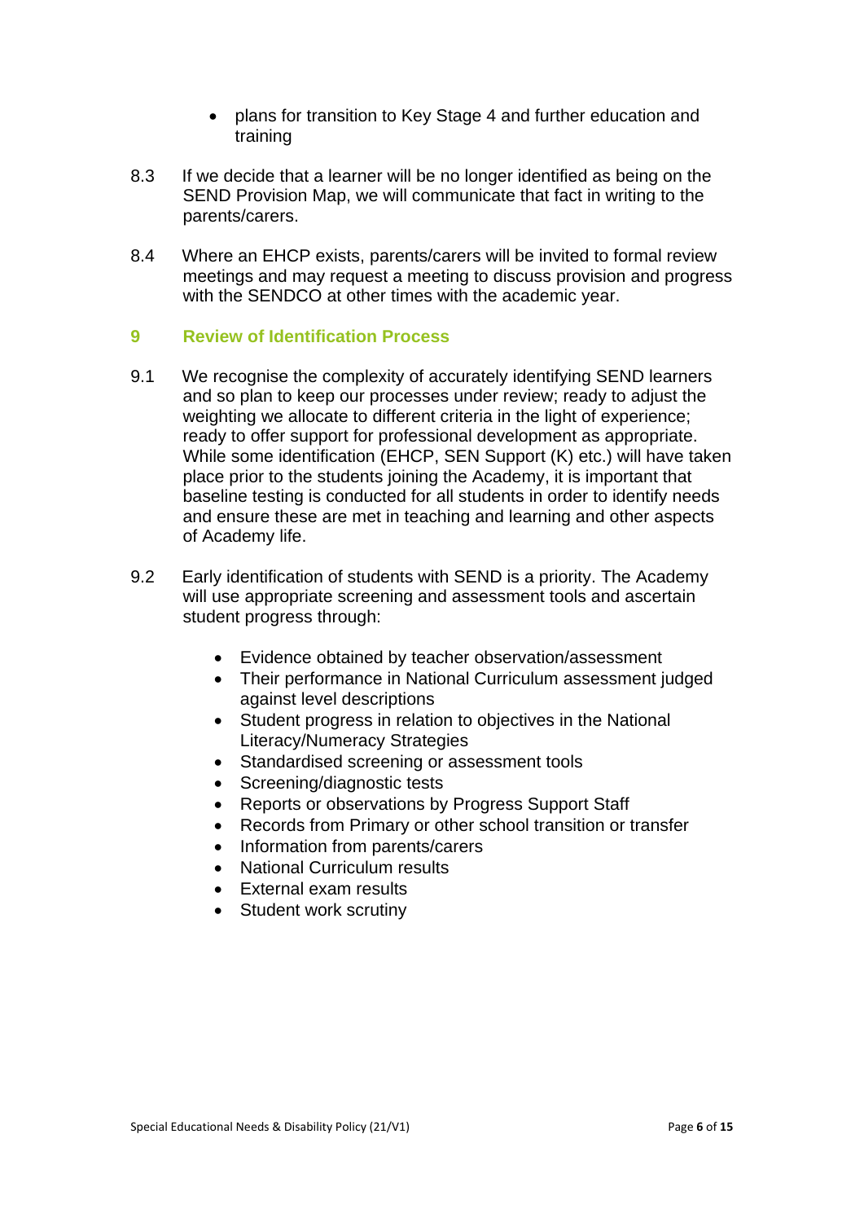- plans for transition to Key Stage 4 and further education and training

8.3 If we decide that a learner will be no longer identified as being on the SEND Provision Map, we will communicate that fact in writing to the parents/carers.

8.4 Where an EHCP exists, parents/carers will be invited to formal review meetings and may request a meeting to discuss provision and progress with the SENDCO at other times with the academic year.

## 9 Review of Identification Process

9.1 We recognise the complexity of accurately identifying SEND learners and so plan to keep our processes under review; ready to adjust the weighting we allocate to different criteria in the light of experience; ready to offer support for professional development as appropriate. While some identification (EHCP, SEN Support (K) etc.) will have taken place prior to the students joining the Academy, it is important that baseline testing is conducted for all students in order to identify needs and ensure these are met in teaching and learning and other aspects of Academy life.

9.2 Early identification of students with SEND is a priority. The Academy will use appropriate screening and assessment tools and ascertain student progress through:

- Evidence obtained by teacher observation/assessment
- Their performance in National Curriculum assessment judged against level descriptions
- Student progress in relation to objectives in the National Literacy/Numeracy Strategies
- Standardised screening or assessment tools
- Screening/diagnostic tests
- Reports or observations by Progress Support Staff
- Records from Primary or other school transition or transfer
- Information from parents/carers
- National Curriculum results
- External exam results
- Student work scrutiny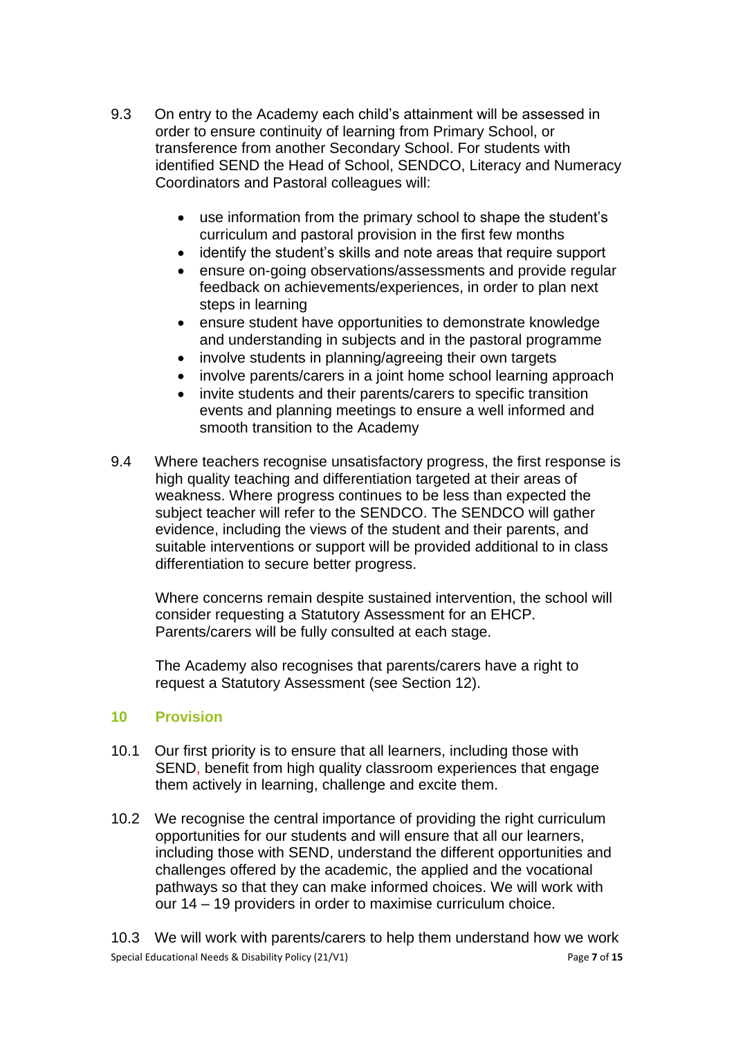9.3 On entry to the Academy each child's attainment will be assessed in order to ensure continuity of learning from Primary School, or transference from another Secondary School. For students with identified SEND the Head of School, SENDCO, Literacy and Numeracy Coordinators and Pastoral colleagues will:

- use information from the primary school to shape the student's curriculum and pastoral provision in the first few months
- identify the student's skills and note areas that require support
- ensure on-going observations/assessments and provide regular feedback on achievements/experiences, in order to plan next steps in learning
- ensure student have opportunities to demonstrate knowledge and understanding in subjects and in the pastoral programme
- involve students in planning/agreeing their own targets
- involve parents/carers in a joint home school learning approach
- invite students and their parents/carers to specific transition events and planning meetings to ensure a well informed and smooth transition to the Academy

9.4 Where teachers recognise unsatisfactory progress, the first response is high quality teaching and differentiation targeted at their areas of weakness. Where progress continues to be less than expected the subject teacher will refer to the SENDCO. The SENDCO will gather evidence, including the views of the student and their parents, and suitable interventions or support will be provided additional to in class differentiation to secure better progress.

Where concerns remain despite sustained intervention, the school will consider requesting a Statutory Assessment for an EHCP. Parents/carers will be fully consulted at each stage.

The Academy also recognises that parents/carers have a right to request a Statutory Assessment (see Section 12).

## 10 Provision

10.1 Our first priority is to ensure that all learners, including those with SEND, benefit from high quality classroom experiences that engage them actively in learning, challenge and excite them.

10.2 We recognise the central importance of providing the right curriculum opportunities for our students and will ensure that all our learners, including those with SEND, understand the different opportunities and challenges offered by the academic, the applied and the vocational pathways so that they can make informed choices. We will work with our 14 – 19 providers in order to maximise curriculum choice.

10.3 We will work with parents/carers to help them understand how we work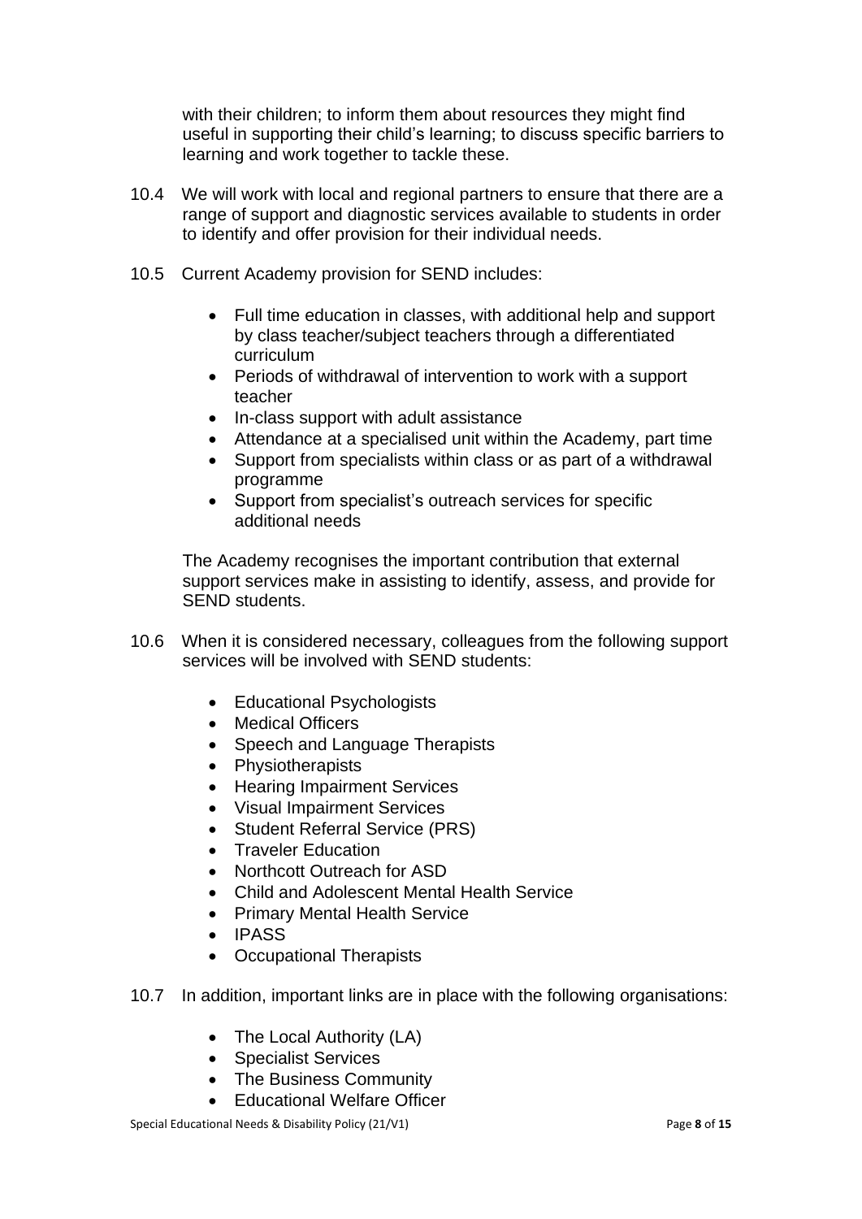with their children; to inform them about resources they might find useful in supporting their child's learning; to discuss specific barriers to learning and work together to tackle these.

10.4 We will work with local and regional partners to ensure that there are a range of support and diagnostic services available to students in order to identify and offer provision for their individual needs.

10.5 Current Academy provision for SEND includes:

- Full time education in classes, with additional help and support by class teacher/subject teachers through a differentiated curriculum
- Periods of withdrawal of intervention to work with a support teacher
- In-class support with adult assistance
- Attendance at a specialised unit within the Academy, part time
- Support from specialists within class or as part of a withdrawal programme
- Support from specialist's outreach services for specific additional needs

The Academy recognises the important contribution that external support services make in assisting to identify, assess, and provide for SEND students.

10.6 When it is considered necessary, colleagues from the following support services will be involved with SEND students:

- Educational Psychologists
- Medical Officers
- Speech and Language Therapists
- Physiotherapists
- Hearing Impairment Services
- Visual Impairment Services
- Student Referral Service (PRS)
- Traveler Education
- Northcott Outreach for ASD
- Child and Adolescent Mental Health Service
- Primary Mental Health Service
- IPASS
- Occupational Therapists

10.7 In addition, important links are in place with the following organisations:

- The Local Authority (LA)
- Specialist Services
- The Business Community
- Educational Welfare Officer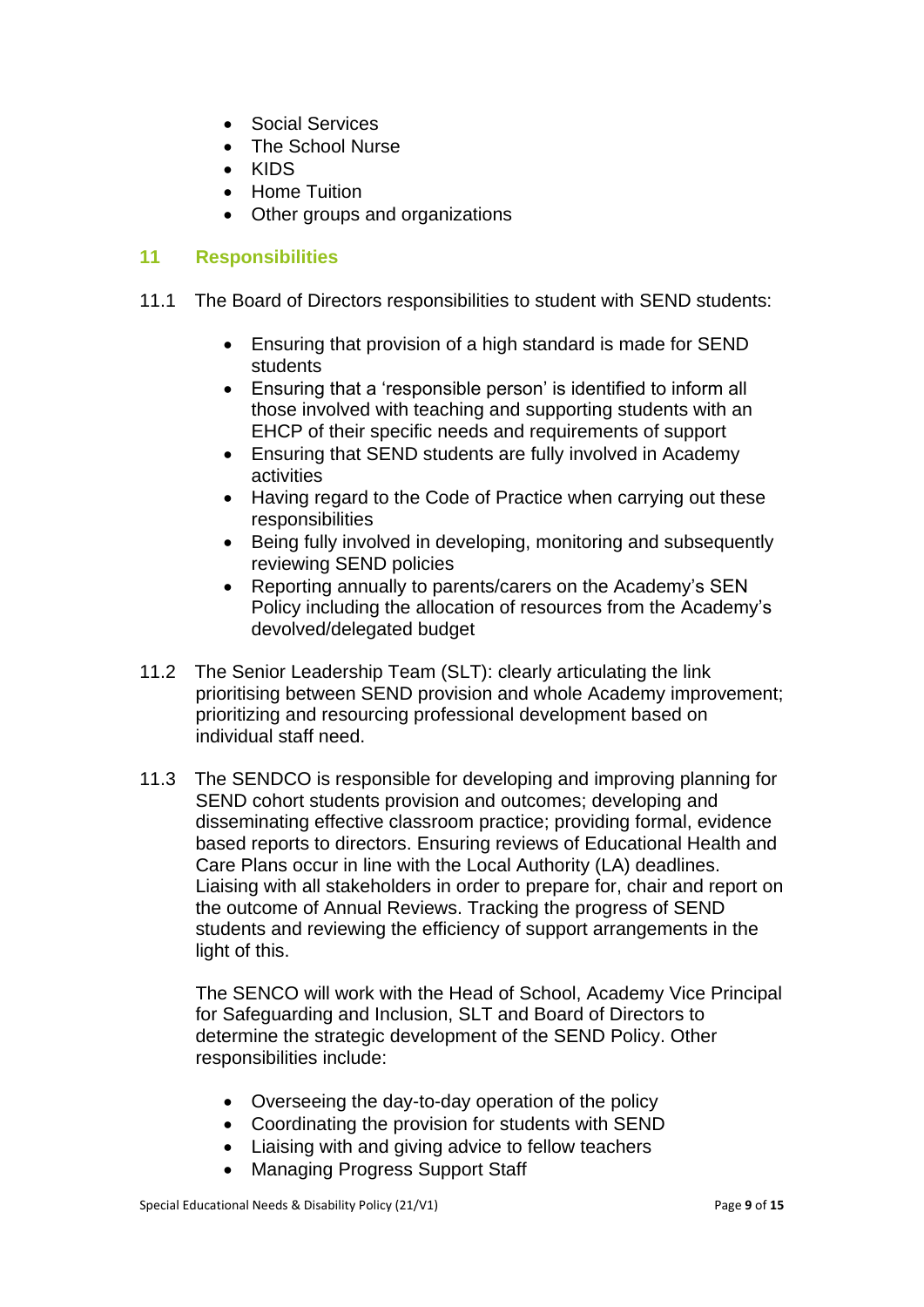- Social Services
- The School Nurse
- KIDS
- Home Tuition
- Other groups and organizations

## 11 Responsibilities

11.1 The Board of Directors responsibilities to student with SEND students:

- Ensuring that provision of a high standard is made for SEND students
- Ensuring that a 'responsible person' is identified to inform all those involved with teaching and supporting students with an EHCP of their specific needs and requirements of support
- Ensuring that SEND students are fully involved in Academy activities
- Having regard to the Code of Practice when carrying out these responsibilities
- Being fully involved in developing, monitoring and subsequently reviewing SEND policies
- Reporting annually to parents/carers on the Academy's SEN Policy including the allocation of resources from the Academy's devolved/delegated budget

11.2 The Senior Leadership Team (SLT): clearly articulating the link prioritising between SEND provision and whole Academy improvement; prioritizing and resourcing professional development based on individual staff need.

11.3 The SENDCO is responsible for developing and improving planning for SEND cohort students provision and outcomes; developing and disseminating effective classroom practice; providing formal, evidence based reports to directors. Ensuring reviews of Educational Health and Care Plans occur in line with the Local Authority (LA) deadlines. Liaising with all stakeholders in order to prepare for, chair and report on the outcome of Annual Reviews. Tracking the progress of SEND students and reviewing the efficiency of support arrangements in the light of this.

The SENCO will work with the Head of School, Academy Vice Principal for Safeguarding and Inclusion, SLT and Board of Directors to determine the strategic development of the SEND Policy. Other responsibilities include:

- Overseeing the day-to-day operation of the policy
- Coordinating the provision for students with SEND
- Liaising with and giving advice to fellow teachers
- Managing Progress Support Staff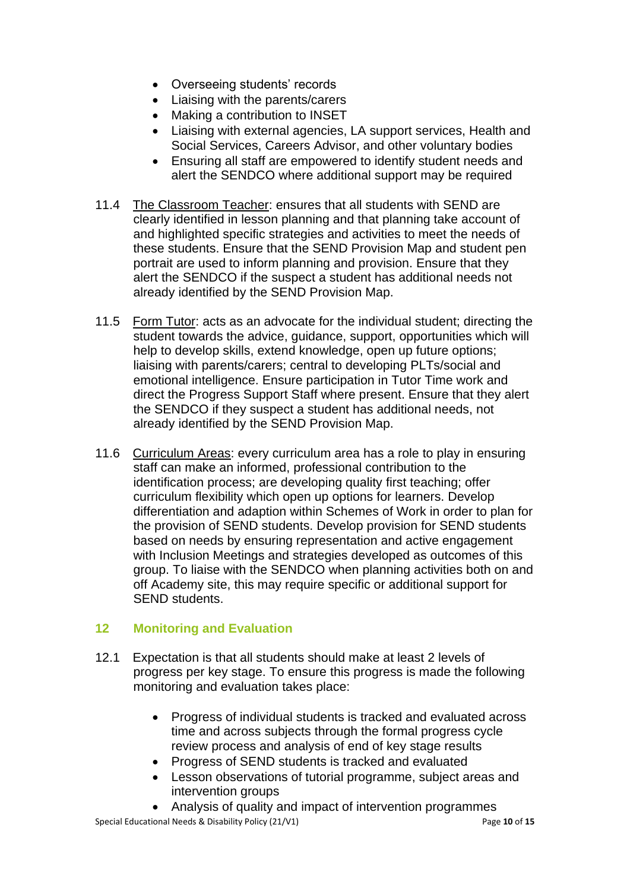- Overseeing students' records
- Liaising with the parents/carers
- Making a contribution to INSET
- Liaising with external agencies, LA support services, Health and Social Services, Careers Advisor, and other voluntary bodies
- Ensuring all staff are empowered to identify student needs and alert the SENDCO where additional support may be required

11.4 The Classroom Teacher: ensures that all students with SEND are clearly identified in lesson planning and that planning take account of and highlighted specific strategies and activities to meet the needs of these students. Ensure that the SEND Provision Map and student pen portrait are used to inform planning and provision. Ensure that they alert the SENDCO if the suspect a student has additional needs not already identified by the SEND Provision Map.

11.5 Form Tutor: acts as an advocate for the individual student; directing the student towards the advice, guidance, support, opportunities which will help to develop skills, extend knowledge, open up future options; liaising with parents/carers; central to developing PLTs/social and emotional intelligence. Ensure participation in Tutor Time work and direct the Progress Support Staff where present. Ensure that they alert the SENDCO if they suspect a student has additional needs, not already identified by the SEND Provision Map.

11.6 Curriculum Areas: every curriculum area has a role to play in ensuring staff can make an informed, professional contribution to the identification process; are developing quality first teaching; offer curriculum flexibility which open up options for learners. Develop differentiation and adaption within Schemes of Work in order to plan for the provision of SEND students. Develop provision for SEND students based on needs by ensuring representation and active engagement with Inclusion Meetings and strategies developed as outcomes of this group. To liaise with the SENDCO when planning activities both on and off Academy site, this may require specific or additional support for SEND students.

## 12 Monitoring and Evaluation

12.1 Expectation is that all students should make at least 2 levels of progress per key stage. To ensure this progress is made the following monitoring and evaluation takes place:

- Progress of individual students is tracked and evaluated across time and across subjects through the formal progress cycle review process and analysis of end of key stage results
- Progress of SEND students is tracked and evaluated
- Lesson observations of tutorial programme, subject areas and intervention groups
- Analysis of quality and impact of intervention programmes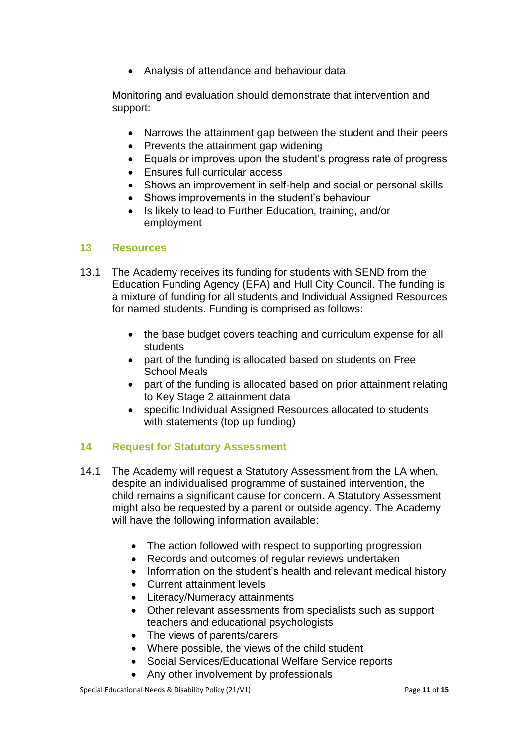- Analysis of attendance and behaviour data

Monitoring and evaluation should demonstrate that intervention and support:

- Narrows the attainment gap between the student and their peers
- Prevents the attainment gap widening
- Equals or improves upon the student's progress rate of progress
- Ensures full curricular access
- Shows an improvement in self-help and social or personal skills
- Shows improvements in the student's behaviour
- Is likely to lead to Further Education, training, and/or employment

## 13 Resources

13.1 The Academy receives its funding for students with SEND from the Education Funding Agency (EFA) and Hull City Council. The funding is a mixture of funding for all students and Individual Assigned Resources for named students. Funding is comprised as follows:

- the base budget covers teaching and curriculum expense for all students
- part of the funding is allocated based on students on Free School Meals
- part of the funding is allocated based on prior attainment relating to Key Stage 2 attainment data
- specific Individual Assigned Resources allocated to students with statements (top up funding)

## 14 Request for Statutory Assessment

14.1 The Academy will request a Statutory Assessment from the LA when, despite an individualised programme of sustained intervention, the child remains a significant cause for concern. A Statutory Assessment might also be requested by a parent or outside agency. The Academy will have the following information available:

- The action followed with respect to supporting progression
- Records and outcomes of regular reviews undertaken
- Information on the student's health and relevant medical history
- Current attainment levels
- Literacy/Numeracy attainments
- Other relevant assessments from specialists such as support teachers and educational psychologists
- The views of parents/carers
- Where possible, the views of the child student
- Social Services/Educational Welfare Service reports
- Any other involvement by professionals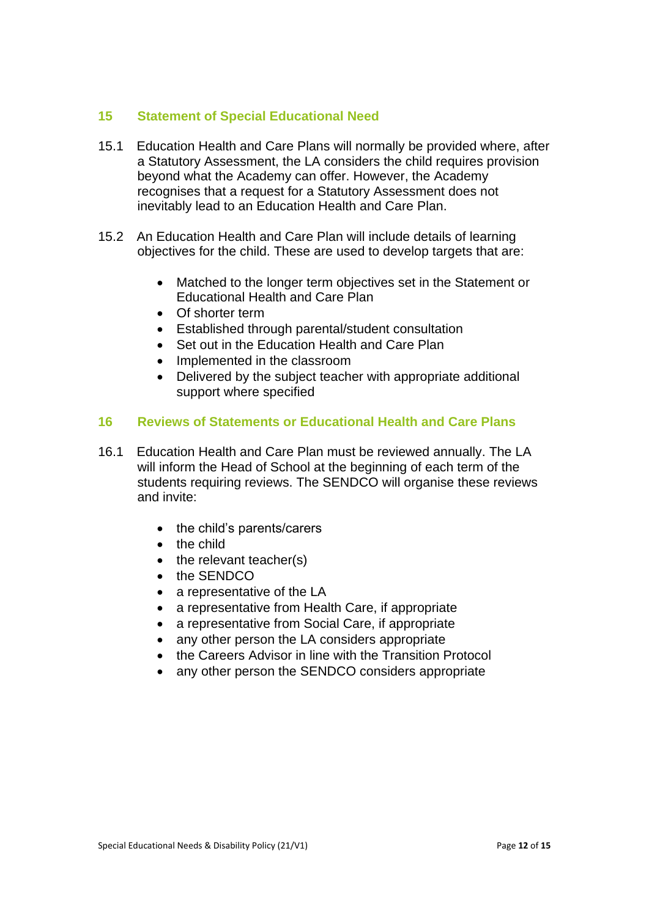## 15 Statement of Special Educational Need

15.1 Education Health and Care Plans will normally be provided where, after a Statutory Assessment, the LA considers the child requires provision beyond what the Academy can offer. However, the Academy recognises that a request for a Statutory Assessment does not inevitably lead to an Education Health and Care Plan.

15.2 An Education Health and Care Plan will include details of learning objectives for the child. These are used to develop targets that are:

- Matched to the longer term objectives set in the Statement or Educational Health and Care Plan
- Of shorter term
- Established through parental/student consultation
- Set out in the Education Health and Care Plan
- Implemented in the classroom
- Delivered by the subject teacher with appropriate additional support where specified

## 16 Reviews of Statements or Educational Health and Care Plans

16.1 Education Health and Care Plan must be reviewed annually. The LA will inform the Head of School at the beginning of each term of the students requiring reviews. The SENDCO will organise these reviews and invite:

- the child's parents/carers
- the child
- the relevant teacher(s)
- the SENDCO
- a representative of the LA
- a representative from Health Care, if appropriate
- a representative from Social Care, if appropriate
- any other person the LA considers appropriate
- the Careers Advisor in line with the Transition Protocol
- any other person the SENDCO considers appropriate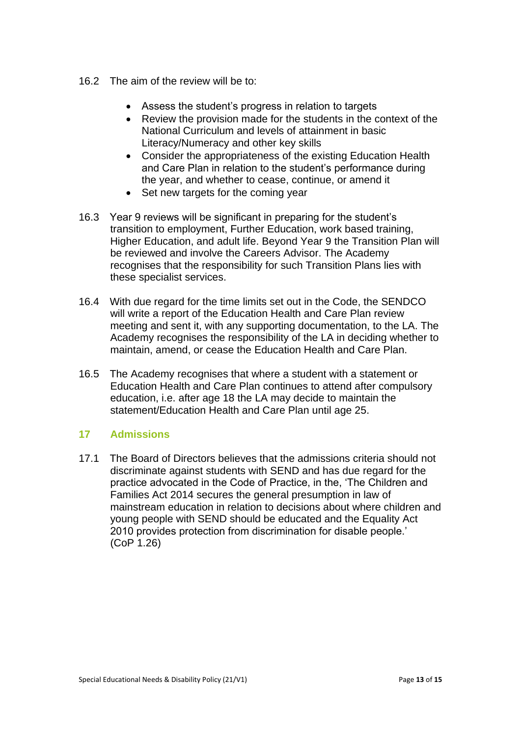16.2 The aim of the review will be to:

- Assess the student's progress in relation to targets
- Review the provision made for the students in the context of the National Curriculum and levels of attainment in basic Literacy/Numeracy and other key skills
- Consider the appropriateness of the existing Education Health and Care Plan in relation to the student's performance during the year, and whether to cease, continue, or amend it
- Set new targets for the coming year

16.3 Year 9 reviews will be significant in preparing for the student's transition to employment, Further Education, work based training, Higher Education, and adult life. Beyond Year 9 the Transition Plan will be reviewed and involve the Careers Advisor. The Academy recognises that the responsibility for such Transition Plans lies with these specialist services.

16.4 With due regard for the time limits set out in the Code, the SENDCO will write a report of the Education Health and Care Plan review meeting and sent it, with any supporting documentation, to the LA. The Academy recognises the responsibility of the LA in deciding whether to maintain, amend, or cease the Education Health and Care Plan.

16.5 The Academy recognises that where a student with a statement or Education Health and Care Plan continues to attend after compulsory education, i.e. after age 18 the LA may decide to maintain the statement/Education Health and Care Plan until age 25.

## 17 Admissions

17.1 The Board of Directors believes that the admissions criteria should not discriminate against students with SEND and has due regard for the practice advocated in the Code of Practice, in the, 'The Children and Families Act 2014 secures the general presumption in law of mainstream education in relation to decisions about where children and young people with SEND should be educated and the Equality Act 2010 provides protection from discrimination for disable people.' (CoP 1.26)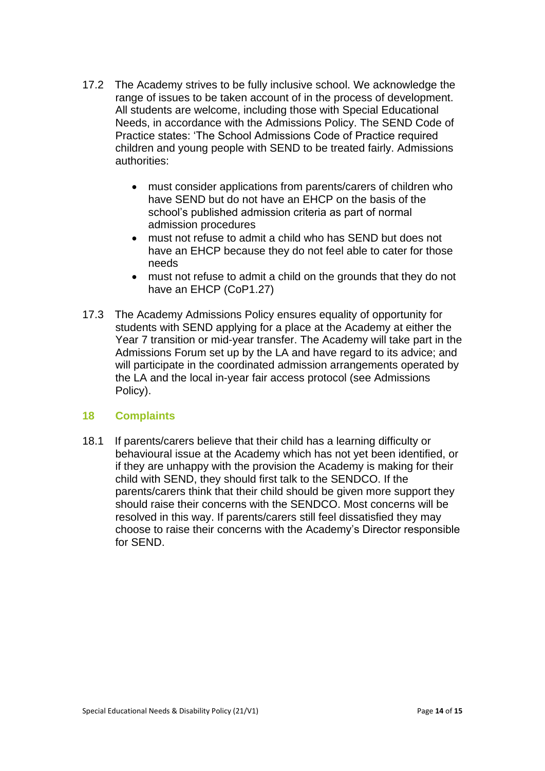17.2 The Academy strives to be fully inclusive school. We acknowledge the range of issues to be taken account of in the process of development. All students are welcome, including those with Special Educational Needs, in accordance with the Admissions Policy. The SEND Code of Practice states: 'The School Admissions Code of Practice required children and young people with SEND to be treated fairly. Admissions authorities:

- must consider applications from parents/carers of children who have SEND but do not have an EHCP on the basis of the school's published admission criteria as part of normal admission procedures
- must not refuse to admit a child who has SEND but does not have an EHCP because they do not feel able to cater for those needs
- must not refuse to admit a child on the grounds that they do not have an EHCP (CoP1.27)

17.3 The Academy Admissions Policy ensures equality of opportunity for students with SEND applying for a place at the Academy at either the Year 7 transition or mid-year transfer. The Academy will take part in the Admissions Forum set up by the LA and have regard to its advice; and will participate in the coordinated admission arrangements operated by the LA and the local in-year fair access protocol (see Admissions Policy).

## 18 Complaints

18.1 If parents/carers believe that their child has a learning difficulty or behavioural issue at the Academy which has not yet been identified, or if they are unhappy with the provision the Academy is making for their child with SEND, they should first talk to the SENDCO. If the parents/carers think that their child should be given more support they should raise their concerns with the SENDCO. Most concerns will be resolved in this way. If parents/carers still feel dissatisfied they may choose to raise their concerns with the Academy's Director responsible for SEND.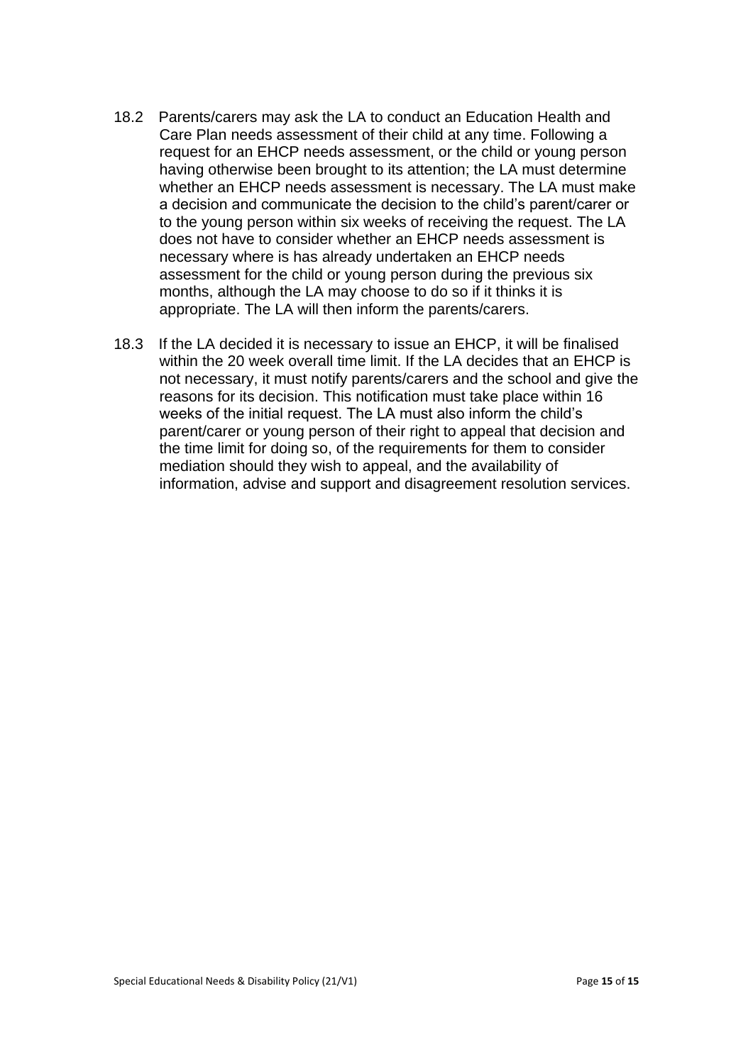18.2 Parents/carers may ask the LA to conduct an Education Health and Care Plan needs assessment of their child at any time. Following a request for an EHCP needs assessment, or the child or young person having otherwise been brought to its attention; the LA must determine whether an EHCP needs assessment is necessary. The LA must make a decision and communicate the decision to the child's parent/carer or to the young person within six weeks of receiving the request. The LA does not have to consider whether an EHCP needs assessment is necessary where is has already undertaken an EHCP needs assessment for the child or young person during the previous six months, although the LA may choose to do so if it thinks it is appropriate. The LA will then inform the parents/carers.

18.3 If the LA decided it is necessary to issue an EHCP, it will be finalised within the 20 week overall time limit. If the LA decides that an EHCP is not necessary, it must notify parents/carers and the school and give the reasons for its decision. This notification must take place within 16 weeks of the initial request. The LA must also inform the child's parent/carer or young person of their right to appeal that decision and the time limit for doing so, of the requirements for them to consider mediation should they wish to appeal, and the availability of information, advise and support and disagreement resolution services.